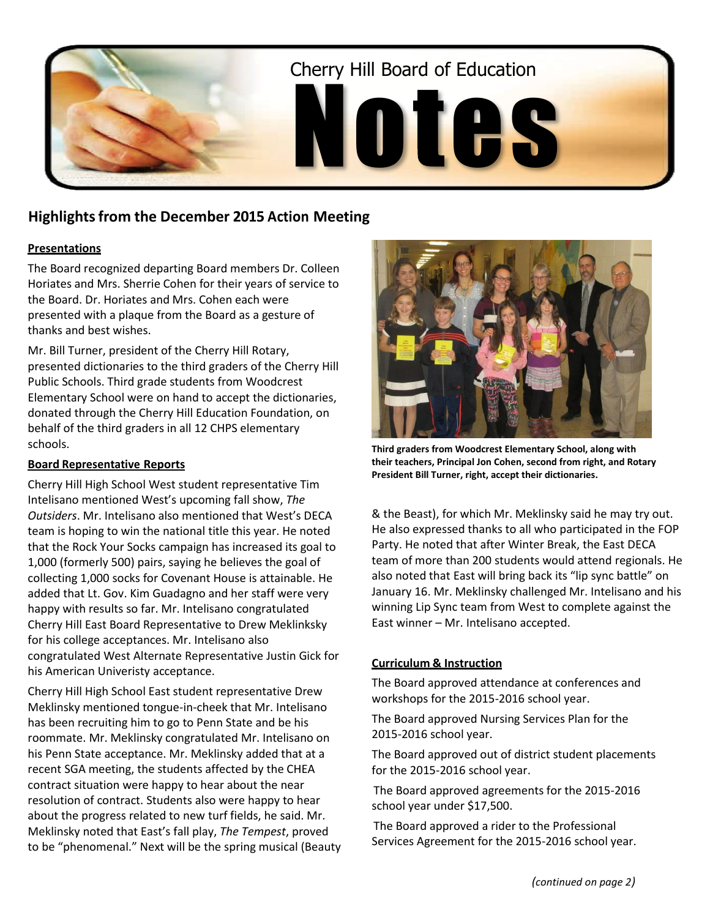# Cherry Hill Board of Education Notes

## Highlights from the December 2015 Action Meeting

### Presentations

The Board recognized departing Board members Dr. Colleen Horiates and Mrs. Sherrie Cohen for their years of service to the Board. Dr. Horiates and Mrs. Cohen each were presented with a plaque from the Board as a gesture of thanks and best wishes.

Mr. Bill Turner, president of the Cherry Hill Rotary, presented dictionaries to the third graders of the Cherry Hill Public Schools. Third grade students from Woodcrest Elementary School were on hand to accept the dictionaries, donated through the Cherry Hill Education Foundation, on behalf of the third graders in all 12 CHPS elementary schools.

**Third graders from Woodcrest Elementary School, along with their teachers, Principal Jon Cohen, second from right, and Rotary President Bill Turner, right, accept their dictionaries.**

### Board Representative Reports

Cherry Hill High School West student representative Tim Intelisano mentioned West's upcoming fall show, *The Outsiders*. Mr. Intelisano also mentioned that West's DECA team is hoping to win the national title this year. He noted that the Rock Your Socks campaign has increased its goal to 1,000 (formerly 500) pairs, saying he believes the goal of collecting 1,000 socks for Covenant House is attainable. He added that Lt. Gov. Kim Guadagno and her staff were very happy with results so far. Mr. Intelisano congratulated Cherry Hill East Board Representative to Drew Meklinksky for his college acceptances. Mr. Intelisano also congratulated West Alternate Representative Justin Gick for his American Univeristy acceptance.

Cherry Hill High School East student representative Drew Meklinsky mentioned tongue-in-cheek that Mr. Intelisano has been recruiting him to go to Penn State and be his roommate. Mr. Meklinsky congratulated Mr. Intelisano on his Penn State acceptance. Mr. Meklinsky added that at a recent SGA meeting, the students affected by the CHEA contract situation were happy to hear about the near resolution of contract. Students also were happy to hear about the progress related to new turf fields, he said. Mr. Meklinsky noted that East's fall play, *The Tempest*, proved to be "phenomenal." Next will be the spring musical (Beauty & the Beast), for which Mr. Meklinsky said he may try out. He also expressed thanks to all who participated in the FOP Party. He noted that after Winter Break, the East DECA team of more than 200 students would attend regionals. He also noted that East will bring back its "lip sync battle" on January 16. Mr. Meklinsky challenged Mr. Intelisano and his winning Lip Sync team from West to complete against the East winner – Mr. Intelisano accepted.

### Curriculum & Instruction

The Board approved attendance at conferences and workshops for the 2015-2016 school year.

The Board approved Nursing Services Plan for the 2015-2016 school year.

The Board approved out of district student placements for the 2015-2016 school year.

The Board approved agreements for the 2015-2016 school year under $17,500.

The Board approved a rider to the Professional Services Agreement for the 2015-2016 school year.

*(continued on page 2)*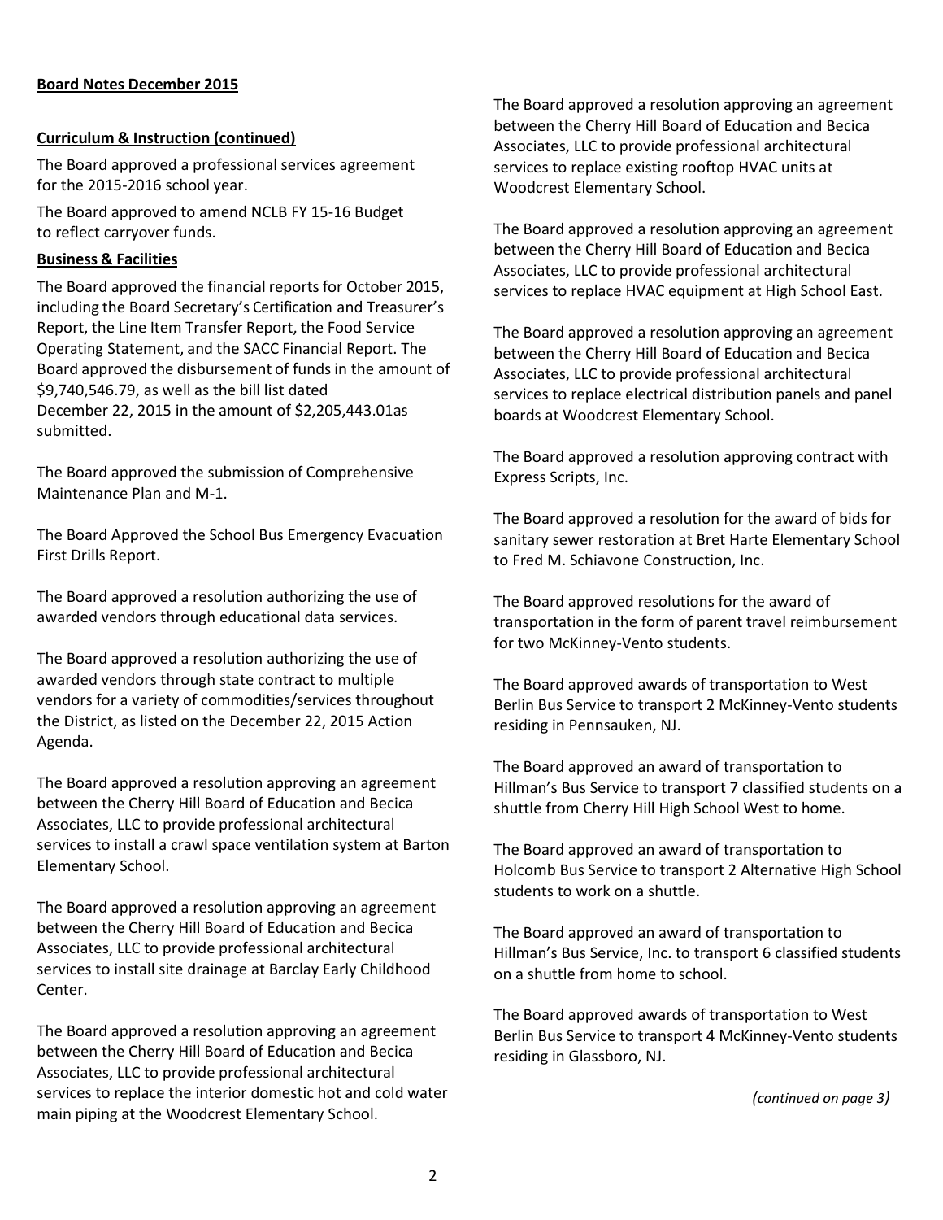**Board Notes December 2015**

**Curriculum & Instruction (continued)**

The Board approved a professional services agreement for the 2015-2016 school year.

The Board approved to amend NCLB FY 15-16 Budget to reflect carryover funds.

**Business & Facilities**

The Board approved the financial reports for October 2015, including the Board Secretary's Certification and Treasurer's Report, the Line Item Transfer Report, the Food Service Operating Statement, and the SACC Financial Report. The Board approved the disbursement of funds in the amount of $9,740,546.79, as well as the bill list dated December 22, 2015 in the amount of $2,205,443.01as submitted.

The Board approved the submission of Comprehensive Maintenance Plan and M-1.

The Board Approved the School Bus Emergency Evacuation First Drills Report.

The Board approved a resolution authorizing the use of awarded vendors through educational data services.

The Board approved a resolution authorizing the use of awarded vendors through state contract to multiple vendors for a variety of commodities/services throughout the District, as listed on the December 22, 2015 Action Agenda.

The Board approved a resolution approving an agreement between the Cherry Hill Board of Education and Becica Associates, LLC to provide professional architectural services to install a crawl space ventilation system at Barton Elementary School.

The Board approved a resolution approving an agreement between the Cherry Hill Board of Education and Becica Associates, LLC to provide professional architectural services to install site drainage at Barclay Early Childhood Center.

The Board approved a resolution approving an agreement between the Cherry Hill Board of Education and Becica Associates, LLC to provide professional architectural services to replace the interior domestic hot and cold water main piping at the Woodcrest Elementary School.

The Board approved a resolution approving an agreement between the Cherry Hill Board of Education and Becica Associates, LLC to provide professional architectural services to replace existing rooftop HVAC units at Woodcrest Elementary School.

The Board approved a resolution approving an agreement between the Cherry Hill Board of Education and Becica Associates, LLC to provide professional architectural services to replace HVAC equipment at High School East.

The Board approved a resolution approving an agreement between the Cherry Hill Board of Education and Becica Associates, LLC to provide professional architectural services to replace electrical distribution panels and panel boards at Woodcrest Elementary School.

The Board approved a resolution approving contract with Express Scripts, Inc.

The Board approved a resolution for the award of bids for sanitary sewer restoration at Bret Harte Elementary School to Fred M. Schiavone Construction, Inc.

The Board approved resolutions for the award of transportation in the form of parent travel reimbursement for two McKinney-Vento students.

The Board approved awards of transportation to West Berlin Bus Service to transport 2 McKinney-Vento students residing in Pennsauken, NJ.

The Board approved an award of transportation to Hillman's Bus Service to transport 7 classified students on a shuttle from Cherry Hill High School West to home.

The Board approved an award of transportation to Holcomb Bus Service to transport 2 Alternative High School students to work on a shuttle.

The Board approved an award of transportation to Hillman's Bus Service, Inc. to transport 6 classified students on a shuttle from home to school.

The Board approved awards of transportation to West Berlin Bus Service to transport 4 McKinney-Vento students residing in Glassboro, NJ.

*(continued on page 3)*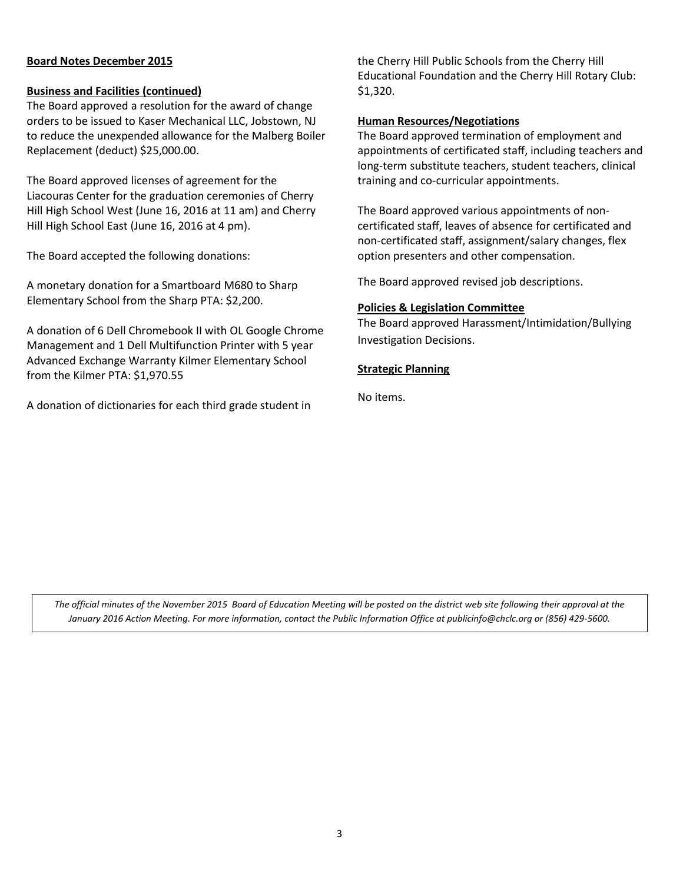**Board Notes December 2015**

**Business and Facilities (continued)**

The Board approved a resolution for the award of change orders to be issued to Kaser Mechanical LLC, Jobstown, NJ to reduce the unexpended allowance for the Malberg Boiler Replacement (deduct) $25,000.00.

The Board approved licenses of agreement for the Liacouras Center for the graduation ceremonies of Cherry Hill High School West (June 16, 2016 at 11 am) and Cherry Hill High School East (June 16, 2016 at 4 pm).

The Board accepted the following donations:

A monetary donation for a Smartboard M680 to Sharp Elementary School from the Sharp PTA: $2,200.

A donation of 6 Dell Chromebook II with OL Google Chrome Management and 1 Dell Multifunction Printer with 5 year Advanced Exchange Warranty Kilmer Elementary School from the Kilmer PTA: $1,970.55

A donation of dictionaries for each third grade student in the Cherry Hill Public Schools from the Cherry Hill Educational Foundation and the Cherry Hill Rotary Club: $1,320.

**Human Resources/Negotiations**

The Board approved termination of employment and appointments of certificated staff, including teachers and long-term substitute teachers, student teachers, clinical training and co-curricular appointments.

The Board approved various appointments of non-certificated staff, leaves of absence for certificated and non-certificated staff, assignment/salary changes, flex option presenters and other compensation.

The Board approved revised job descriptions.

**Policies & Legislation Committee**

The Board approved Harassment/Intimidation/Bullying Investigation Decisions.

**Strategic Planning**

No items.

*The official minutes of the November 2015 Board of Education Meeting will be posted on the district web site following their approval at the January 2016 Action Meeting. For more information, contact the Public Information Office at publicinfo@chclc.org or (856) 429-5600.*